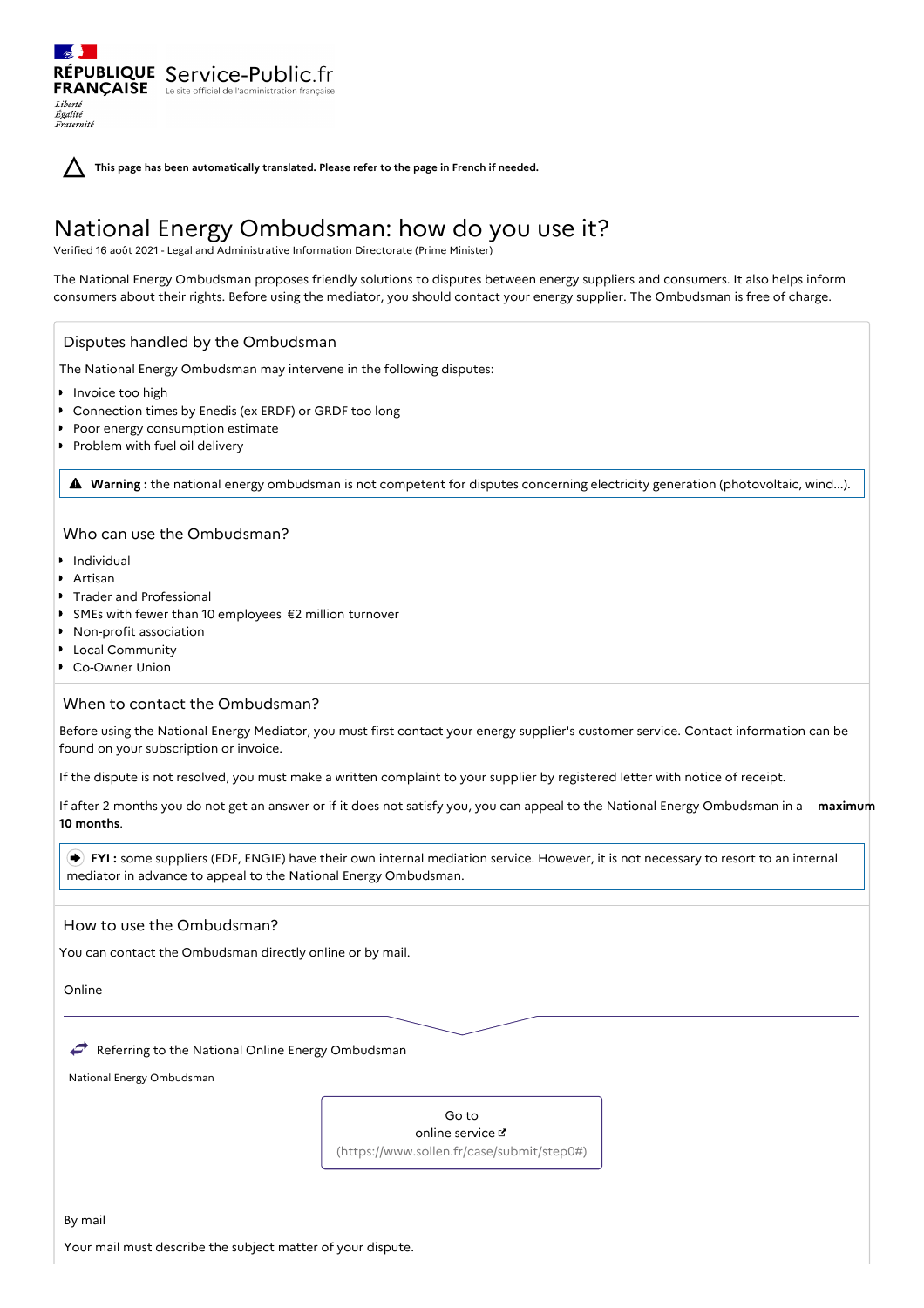RÉPUBLIQUE FRANÇAISE Service-Public.fr
Le site officiel de l'administration française

*Liberté Égalité Fraternité*

⚠ **This page has been automatically translated. Please refer to the page in French if needed.**

# National Energy Ombudsman: how do you use it?

Verified 16 août 2021 - Legal and Administrative Information Directorate (Prime Minister)

The National Energy Ombudsman proposes friendly solutions to disputes between energy suppliers and consumers. It also helps inform consumers about their rights. Before using the mediator, you should contact your energy supplier. The Ombudsman is free of charge.

## Disputes handled by the Ombudsman

The National Energy Ombudsman may intervene in the following disputes:

- Invoice too high
- Connection times by Enedis (ex ERDF) or GRDF too long
- Poor energy consumption estimate
- Problem with fuel oil delivery

**Warning :** the national energy ombudsman is not competent for disputes concerning electricity generation (photovoltaic, wind...).

## Who can use the Ombudsman?

- Individual
- Artisan
- Trader and Professional
- SMEs with fewer than 10 employees €2 million turnover
- Non-profit association
- Local Community
- Co-Owner Union

## When to contact the Ombudsman?

Before using the National Energy Mediator, you must first contact your energy supplier's customer service. Contact information can be found on your subscription or invoice.

If the dispute is not resolved, you must make a written complaint to your supplier by registered letter with notice of receipt.

If after 2 months you do not get an answer or if it does not satisfy you, you can appeal to the National Energy Ombudsman in a **maximum 10 months**.

**FYI :** some suppliers (EDF, ENGIE) have their own internal mediation service. However, it is not necessary to resort to an internal mediator in advance to appeal to the National Energy Ombudsman.

## How to use the Ombudsman?

You can contact the Ombudsman directly online or by mail.

Online

Referring to the National Online Energy Ombudsman

National Energy Ombudsman

Go to online service (https://www.sollen.fr/case/submit/step0#)

By mail

Your mail must describe the subject matter of your dispute.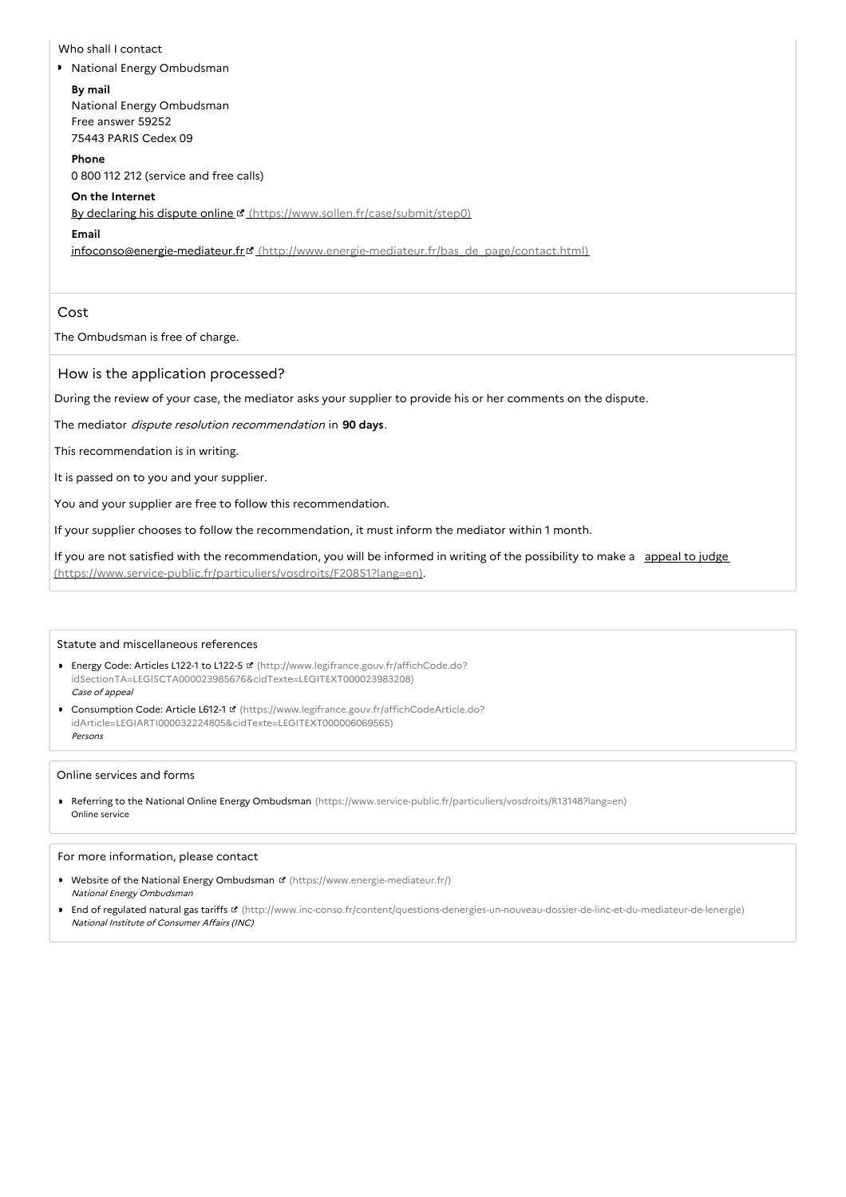Who shall I contact

- National Energy Ombudsman

  **By mail**
  National Energy Ombudsman
  Free answer 59252
  75443 PARIS Cedex 09

  **Phone**
  0 800 112 212 (service and free calls)

  **On the Internet**
  [By declaring his dispute online (https://www.sollen.fr/case/submit/step0)](https://www.sollen.fr/case/submit/step0)

  **Email**
  [infoconso@energie-mediateur.fr (http://www.energie-mediateur.fr/bas_de_page/contact.html)](http://www.energie-mediateur.fr/bas_de_page/contact.html)

## Cost

The Ombudsman is free of charge.

## How is the application processed?

During the review of your case, the mediator asks your supplier to provide his or her comments on the dispute.

The mediator *dispute resolution recommendation* in **90 days**.

This recommendation is in writing.

It is passed on to you and your supplier.

You and your supplier are free to follow this recommendation.

If your supplier chooses to follow the recommendation, it must inform the mediator within 1 month.

If you are not satisfied with the recommendation, you will be informed in writing of the possibility to make a [appeal to judge (https://www.service-public.fr/particuliers/vosdroits/F20851?lang=en)](https://www.service-public.fr/particuliers/vosdroits/F20851?lang=en).

### Statute and miscellaneous references

- Energy Code: Articles L122-1 to L122-5 (http://www.legifrance.gouv.fr/affichCode.do?idSectionTA=LEGISCTA000023985676&cidTexte=LEGITEXT000023983208)
  *Case of appeal*
- Consumption Code: Article L612-1 (https://www.legifrance.gouv.fr/affichCodeArticle.do?idArticle=LEGIARTI000032224805&cidTexte=LEGITEXT000006069565)
  *Persons*

### Online services and forms

- Referring to the National Online Energy Ombudsman (https://www.service-public.fr/particuliers/vosdroits/R13148?lang=en)
  Online service

### For more information, please contact

- Website of the National Energy Ombudsman (https://www.energie-mediateur.fr/)
  *National Energy Ombudsman*
- End of regulated natural gas tariffs (http://www.inc-conso.fr/content/questions-denergies-un-nouveau-dossier-de-linc-et-du-mediateur-de-lenergie)
  *National Institute of Consumer Affairs (INC)*